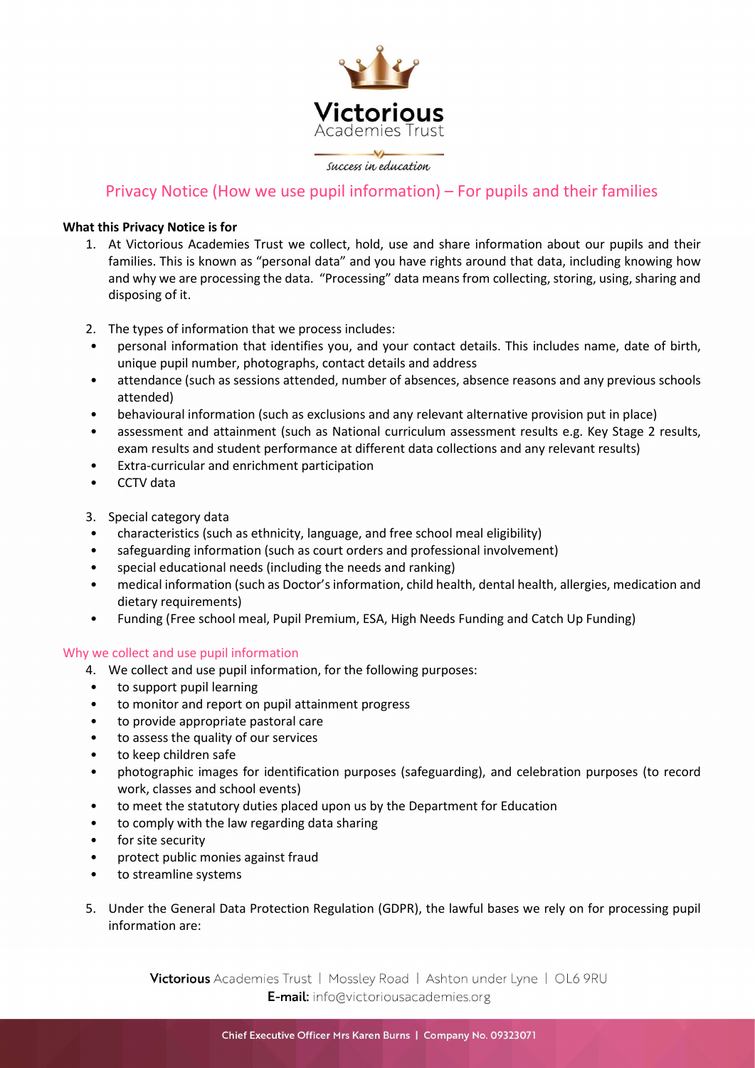Victorious Academies Trust

*Success in education*

# Privacy Notice (How we use pupil information) – For pupils and their families

**What this Privacy Notice is for**

1. At Victorious Academies Trust we collect, hold, use and share information about our pupils and their families. This is known as "personal data" and you have rights around that data, including knowing how and why we are processing the data. "Processing" data means from collecting, storing, using, sharing and disposing of it.

2. The types of information that we process includes:
   - personal information that identifies you, and your contact details. This includes name, date of birth, unique pupil number, photographs, contact details and address
   - attendance (such as sessions attended, number of absences, absence reasons and any previous schools attended)
   - behavioural information (such as exclusions and any relevant alternative provision put in place)
   - assessment and attainment (such as National curriculum assessment results e.g. Key Stage 2 results, exam results and student performance at different data collections and any relevant results)
   - Extra-curricular and enrichment participation
   - CCTV data

3. Special category data
   - characteristics (such as ethnicity, language, and free school meal eligibility)
   - safeguarding information (such as court orders and professional involvement)
   - special educational needs (including the needs and ranking)
   - medical information (such as Doctor's information, child health, dental health, allergies, medication and dietary requirements)
   - Funding (Free school meal, Pupil Premium, ESA, High Needs Funding and Catch Up Funding)

## Why we collect and use pupil information

4. We collect and use pupil information, for the following purposes:
   - to support pupil learning
   - to monitor and report on pupil attainment progress
   - to provide appropriate pastoral care
   - to assess the quality of our services
   - to keep children safe
   - photographic images for identification purposes (safeguarding), and celebration purposes (to record work, classes and school events)
   - to meet the statutory duties placed upon us by the Department for Education
   - to comply with the law regarding data sharing
   - for site security
   - protect public monies against fraud
   - to streamline systems

5. Under the General Data Protection Regulation (GDPR), the lawful bases we rely on for processing pupil information are: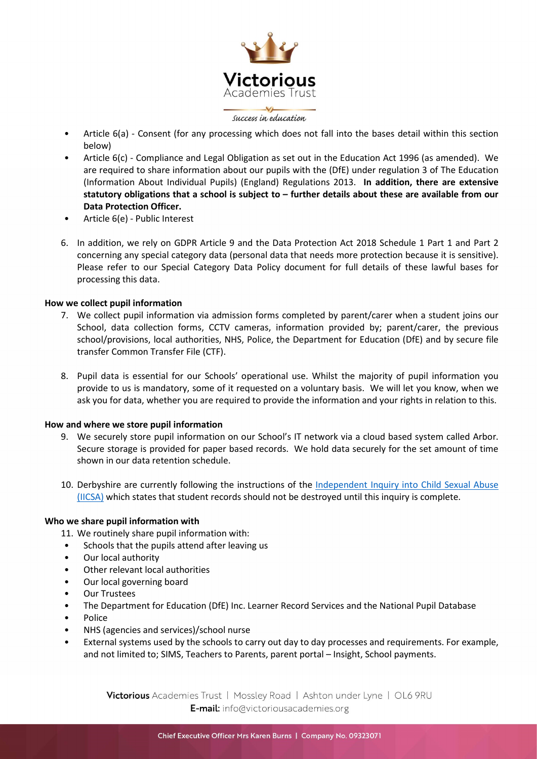- Article 6(a) - Consent (for any processing which does not fall into the bases detail within this section below)
- Article 6(c) - Compliance and Legal Obligation as set out in the Education Act 1996 (as amended). We are required to share information about our pupils with the (DfE) under regulation 3 of The Education (Information About Individual Pupils) (England) Regulations 2013. **In addition, there are extensive statutory obligations that a school is subject to – further details about these are available from our Data Protection Officer.**
- Article 6(e) - Public Interest

6. In addition, we rely on GDPR Article 9 and the Data Protection Act 2018 Schedule 1 Part 1 and Part 2 concerning any special category data (personal data that needs more protection because it is sensitive). Please refer to our Special Category Data Policy document for full details of these lawful bases for processing this data.

**How we collect pupil information**

7. We collect pupil information via admission forms completed by parent/carer when a student joins our School, data collection forms, CCTV cameras, information provided by; parent/carer, the previous school/provisions, local authorities, NHS, Police, the Department for Education (DfE) and by secure file transfer Common Transfer File (CTF).

8. Pupil data is essential for our Schools' operational use. Whilst the majority of pupil information you provide to us is mandatory, some of it requested on a voluntary basis. We will let you know, when we ask you for data, whether you are required to provide the information and your rights in relation to this.

**How and where we store pupil information**

9. We securely store pupil information on our School's IT network via a cloud based system called Arbor. Secure storage is provided for paper based records. We hold data securely for the set amount of time shown in our data retention schedule.

10. Derbyshire are currently following the instructions of the Independent Inquiry into Child Sexual Abuse (IICSA) which states that student records should not be destroyed until this inquiry is complete.

**Who we share pupil information with**

11. We routinely share pupil information with:
- Schools that the pupils attend after leaving us
- Our local authority
- Other relevant local authorities
- Our local governing board
- Our Trustees
- The Department for Education (DfE) Inc. Learner Record Services and the National Pupil Database
- Police
- NHS (agencies and services)/school nurse
- External systems used by the schools to carry out day to day processes and requirements. For example, and not limited to; SIMS, Teachers to Parents, parent portal – Insight, School payments.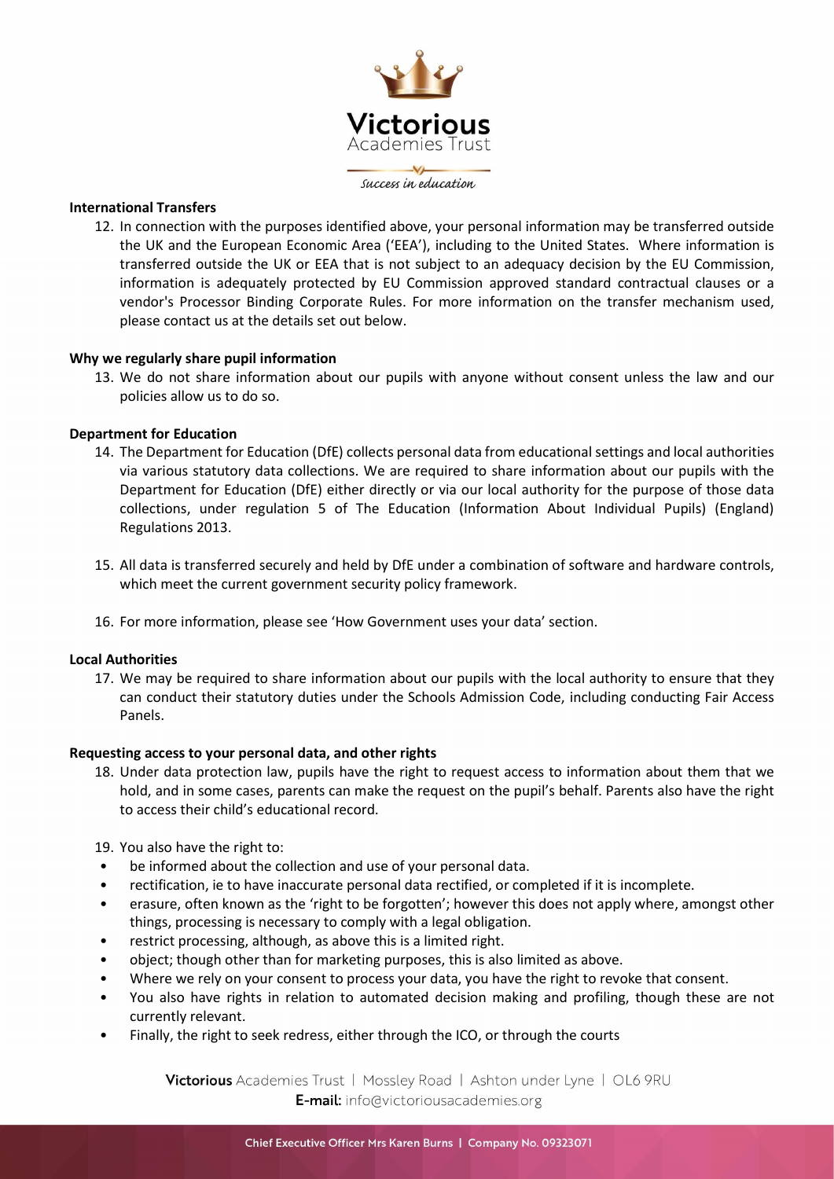**International Transfers**

12. In connection with the purposes identified above, your personal information may be transferred outside the UK and the European Economic Area ('EEA'), including to the United States. Where information is transferred outside the UK or EEA that is not subject to an adequacy decision by the EU Commission, information is adequately protected by EU Commission approved standard contractual clauses or a vendor's Processor Binding Corporate Rules. For more information on the transfer mechanism used, please contact us at the details set out below.

**Why we regularly share pupil information**

13. We do not share information about our pupils with anyone without consent unless the law and our policies allow us to do so.

**Department for Education**

14. The Department for Education (DfE) collects personal data from educational settings and local authorities via various statutory data collections. We are required to share information about our pupils with the Department for Education (DfE) either directly or via our local authority for the purpose of those data collections, under regulation 5 of The Education (Information About Individual Pupils) (England) Regulations 2013.

15. All data is transferred securely and held by DfE under a combination of software and hardware controls, which meet the current government security policy framework.

16. For more information, please see 'How Government uses your data' section.

**Local Authorities**

17. We may be required to share information about our pupils with the local authority to ensure that they can conduct their statutory duties under the Schools Admission Code, including conducting Fair Access Panels.

**Requesting access to your personal data, and other rights**

18. Under data protection law, pupils have the right to request access to information about them that we hold, and in some cases, parents can make the request on the pupil's behalf. Parents also have the right to access their child's educational record.

19. You also have the right to:

- be informed about the collection and use of your personal data.
- rectification, ie to have inaccurate personal data rectified, or completed if it is incomplete.
- erasure, often known as the 'right to be forgotten'; however this does not apply where, amongst other things, processing is necessary to comply with a legal obligation.
- restrict processing, although, as above this is a limited right.
- object; though other than for marketing purposes, this is also limited as above.
- Where we rely on your consent to process your data, you have the right to revoke that consent.
- You also have rights in relation to automated decision making and profiling, though these are not currently relevant.
- Finally, the right to seek redress, either through the ICO, or through the courts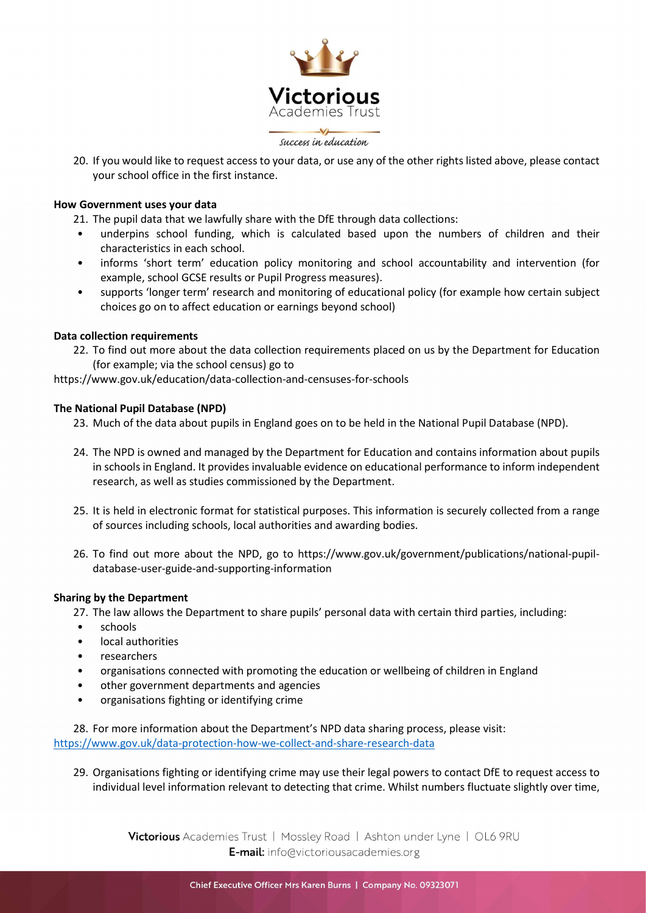20. If you would like to request access to your data, or use any of the other rights listed above, please contact your school office in the first instance.

**How Government uses your data**

21. The pupil data that we lawfully share with the DfE through data collections:

- underpins school funding, which is calculated based upon the numbers of children and their characteristics in each school.
- informs 'short term' education policy monitoring and school accountability and intervention (for example, school GCSE results or Pupil Progress measures).
- supports 'longer term' research and monitoring of educational policy (for example how certain subject choices go on to affect education or earnings beyond school)

**Data collection requirements**

22. To find out more about the data collection requirements placed on us by the Department for Education (for example; via the school census) go to https://www.gov.uk/education/data-collection-and-censuses-for-schools

**The National Pupil Database (NPD)**

23. Much of the data about pupils in England goes on to be held in the National Pupil Database (NPD).

24. The NPD is owned and managed by the Department for Education and contains information about pupils in schools in England. It provides invaluable evidence on educational performance to inform independent research, as well as studies commissioned by the Department.

25. It is held in electronic format for statistical purposes. This information is securely collected from a range of sources including schools, local authorities and awarding bodies.

26. To find out more about the NPD, go to https://www.gov.uk/government/publications/national-pupil-database-user-guide-and-supporting-information

**Sharing by the Department**

27. The law allows the Department to share pupils' personal data with certain third parties, including:

- schools
- local authorities
- researchers
- organisations connected with promoting the education or wellbeing of children in England
- other government departments and agencies
- organisations fighting or identifying crime

28. For more information about the Department's NPD data sharing process, please visit: https://www.gov.uk/data-protection-how-we-collect-and-share-research-data

29. Organisations fighting or identifying crime may use their legal powers to contact DfE to request access to individual level information relevant to detecting that crime. Whilst numbers fluctuate slightly over time,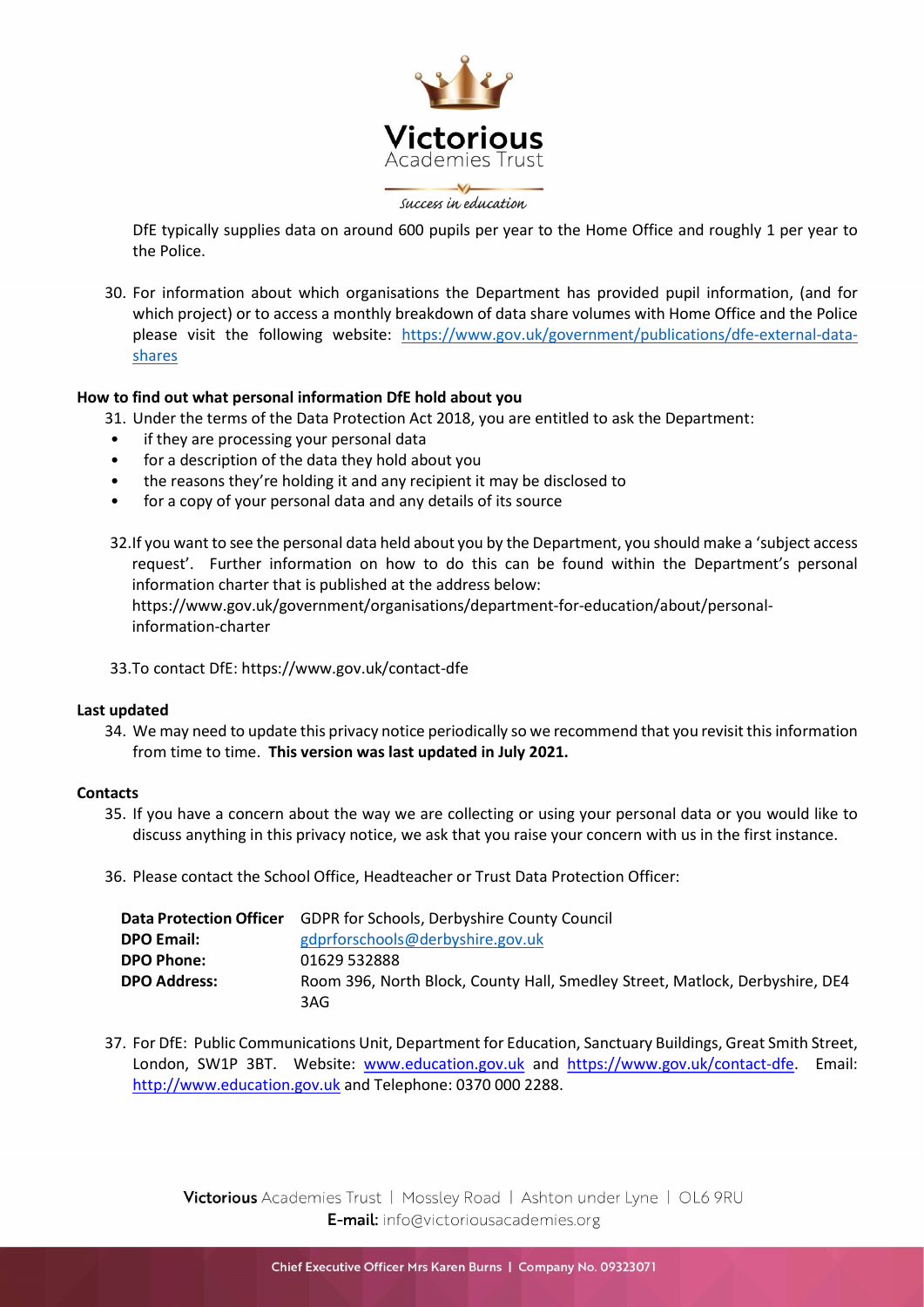DfE typically supplies data on around 600 pupils per year to the Home Office and roughly 1 per year to the Police.

30. For information about which organisations the Department has provided pupil information, (and for which project) or to access a monthly breakdown of data share volumes with Home Office and the Police please visit the following website: [https://www.gov.uk/government/publications/dfe-external-data-shares](https://www.gov.uk/government/publications/dfe-external-data-shares)

**How to find out what personal information DfE hold about you**

31. Under the terms of the Data Protection Act 2018, you are entitled to ask the Department:
   - if they are processing your personal data
   - for a description of the data they hold about you
   - the reasons they're holding it and any recipient it may be disclosed to
   - for a copy of your personal data and any details of its source

32. If you want to see the personal data held about you by the Department, you should make a 'subject access request'. Further information on how to do this can be found within the Department's personal information charter that is published at the address below: https://www.gov.uk/government/organisations/department-for-education/about/personal-information-charter

33. To contact DfE: https://www.gov.uk/contact-dfe

**Last updated**

34. We may need to update this privacy notice periodically so we recommend that you revisit this information from time to time. **This version was last updated in July 2021.**

**Contacts**

35. If you have a concern about the way we are collecting or using your personal data or you would like to discuss anything in this privacy notice, we ask that you raise your concern with us in the first instance.

36. Please contact the School Office, Headteacher or Trust Data Protection Officer:

| **Data Protection Officer** | GDPR for Schools, Derbyshire County Council |
|---|---|
| **DPO Email:** | [gdprforschools@derbyshire.gov.uk](mailto:gdprforschools@derbyshire.gov.uk) |
| **DPO Phone:** | 01629 532888 |
| **DPO Address:** | Room 396, North Block, County Hall, Smedley Street, Matlock, Derbyshire, DE4 3AG |

37. For DfE: Public Communications Unit, Department for Education, Sanctuary Buildings, Great Smith Street, London, SW1P 3BT. Website: [www.education.gov.uk](http://www.education.gov.uk) and [https://www.gov.uk/contact-dfe](https://www.gov.uk/contact-dfe). Email: [http://www.education.gov.uk](http://www.education.gov.uk) and Telephone: 0370 000 2288.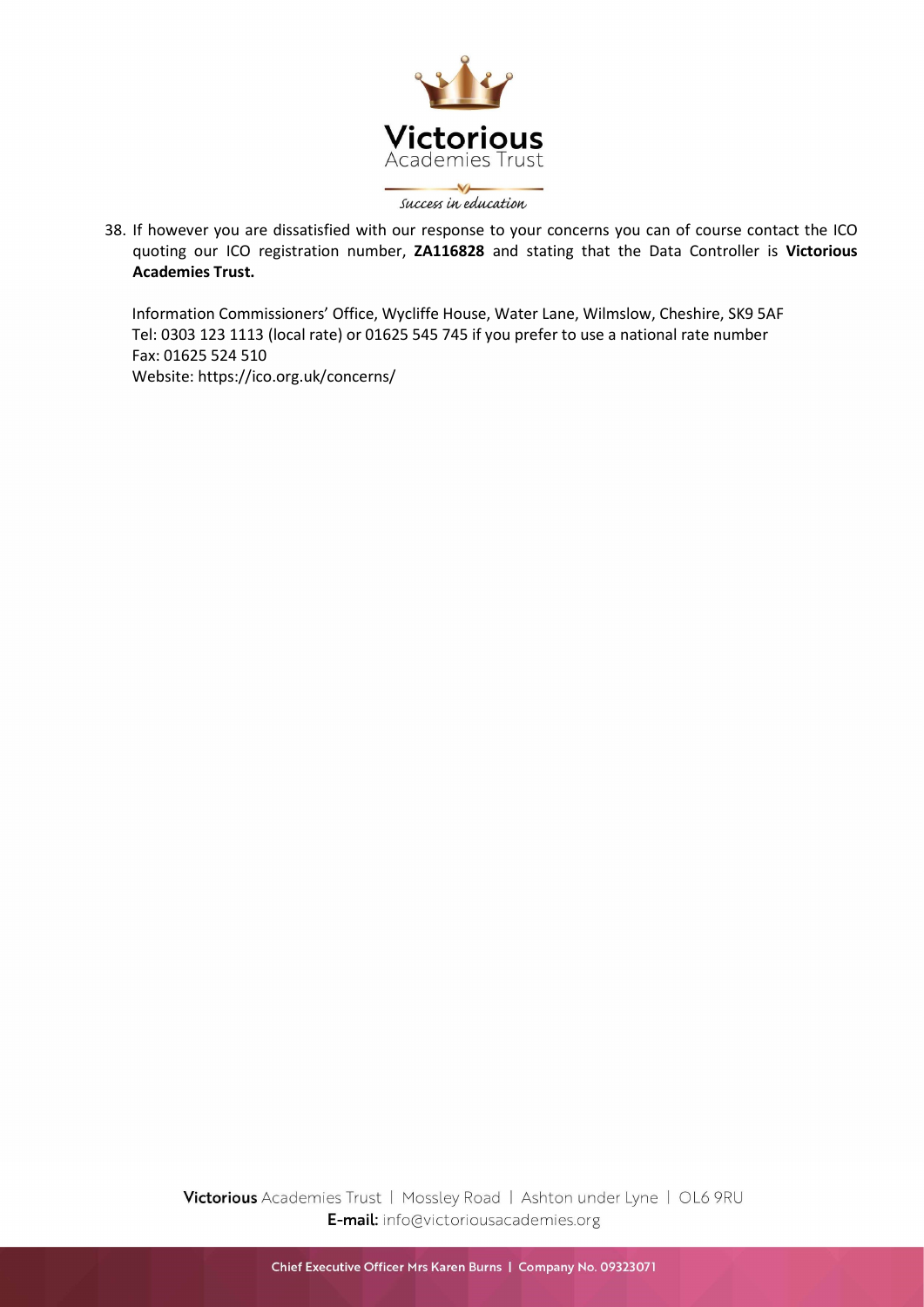38. If however you are dissatisfied with our response to your concerns you can of course contact the ICO quoting our ICO registration number, **ZA116828** and stating that the Data Controller is **Victorious Academies Trust.**

    Information Commissioners' Office, Wycliffe House, Water Lane, Wilmslow, Cheshire, SK9 5AF
    Tel: 0303 123 1113 (local rate) or 01625 545 745 if you prefer to use a national rate number
    Fax: 01625 524 510
    Website: https://ico.org.uk/concerns/